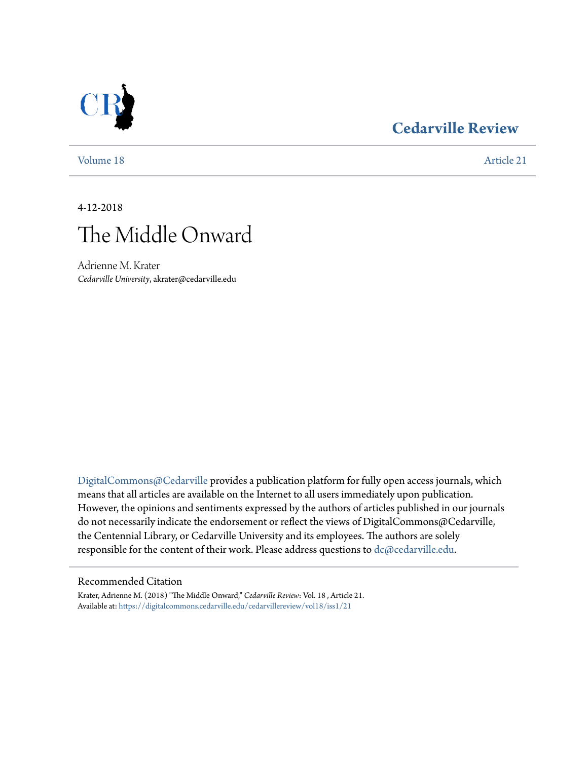Cedarville Review

Volume 18 | Article 21

4-12-2018

# The Middle Onward

Adrienne M. Krater
*Cedarville University*, akrater@cedarville.edu

DigitalCommons@Cedarville provides a publication platform for fully open access journals, which means that all articles are available on the Internet to all users immediately upon publication. However, the opinions and sentiments expressed by the authors of articles published in our journals do not necessarily indicate the endorsement or reflect the views of DigitalCommons@Cedarville, the Centennial Library, or Cedarville University and its employees. The authors are solely responsible for the content of their work. Please address questions to dc@cedarville.edu.

## Recommended Citation

Krater, Adrienne M. (2018) "The Middle Onward," *Cedarville Review*: Vol. 18 , Article 21.
Available at: https://digitalcommons.cedarville.edu/cedarvillereview/vol18/iss1/21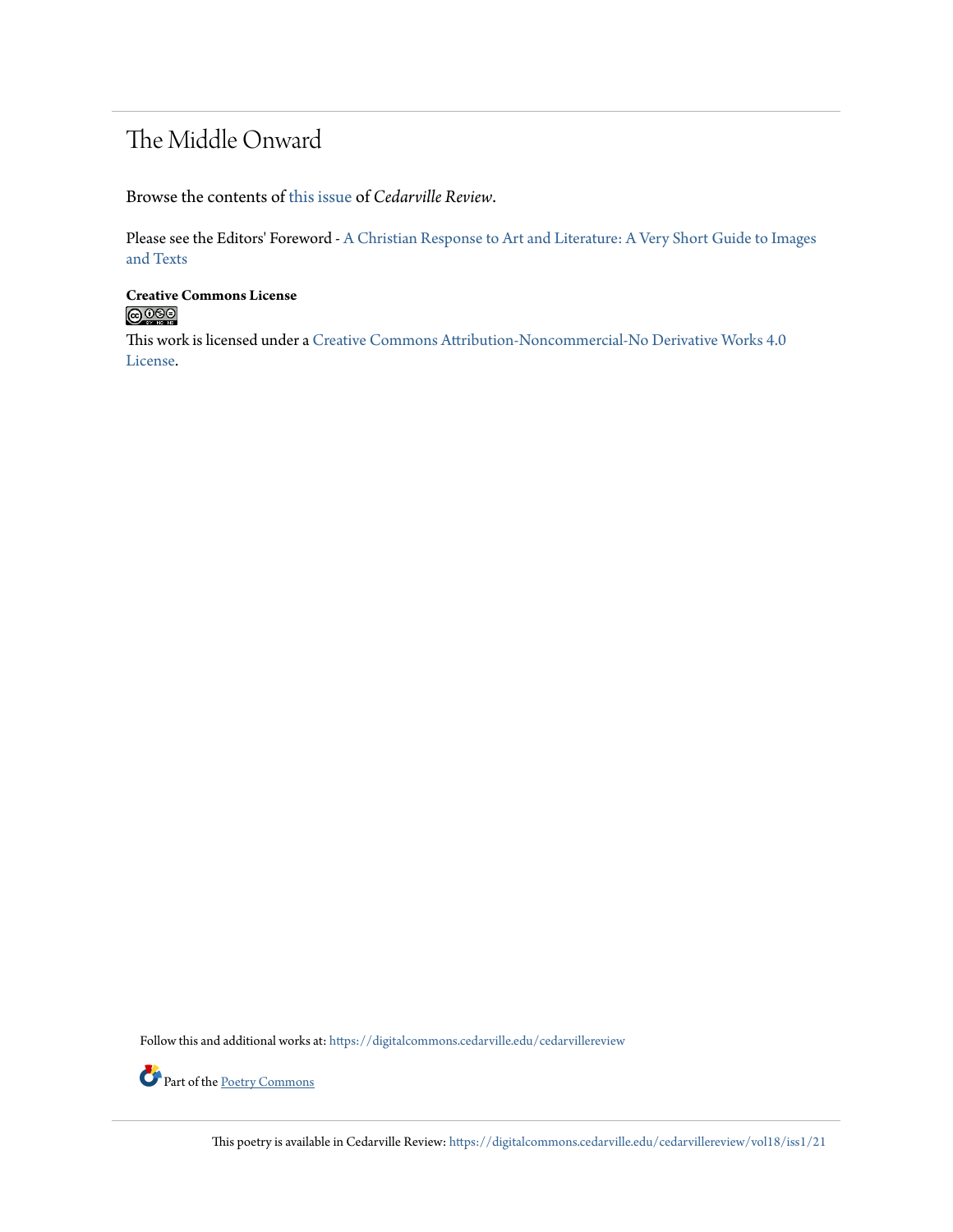# The Middle Onward

Browse the contents of this issue of *Cedarville Review*.

Please see the Editors' Foreword - A Christian Response to Art and Literature: A Very Short Guide to Images and Texts

**Creative Commons License**

This work is licensed under a Creative Commons Attribution-Noncommercial-No Derivative Works 4.0 License.

Follow this and additional works at: https://digitalcommons.cedarville.edu/cedarvillereview

Part of the Poetry Commons

This poetry is available in Cedarville Review: https://digitalcommons.cedarville.edu/cedarvillereview/vol18/iss1/21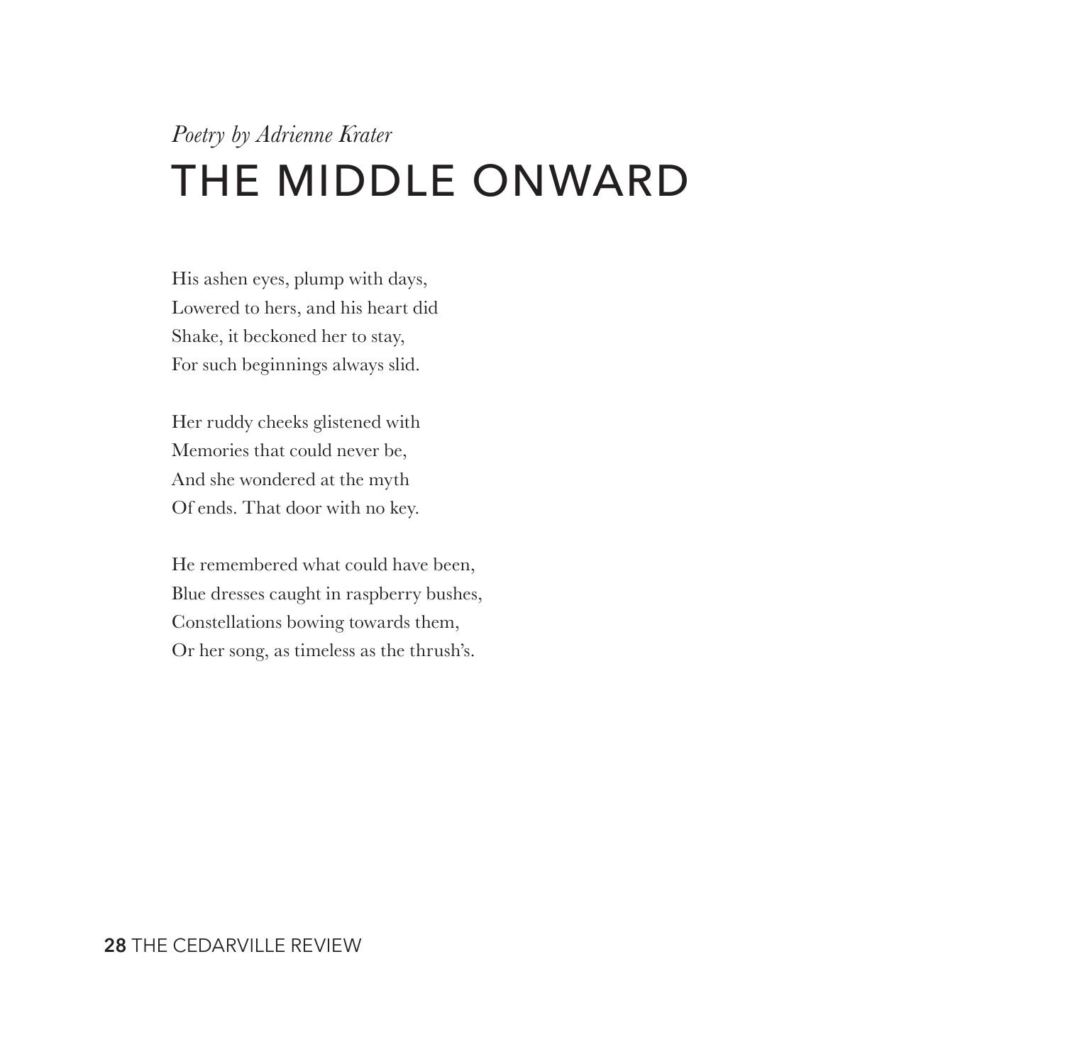*Poetry by Adrienne Krater*

# THE MIDDLE ONWARD

His ashen eyes, plump with days,
Lowered to hers, and his heart did
Shake, it beckoned her to stay,
For such beginnings always slid.

Her ruddy cheeks glistened with
Memories that could never be,
And she wondered at the myth
Of ends. That door with no key.

He remembered what could have been,
Blue dresses caught in raspberry bushes,
Constellations bowing towards them,
Or her song, as timeless as the thrush's.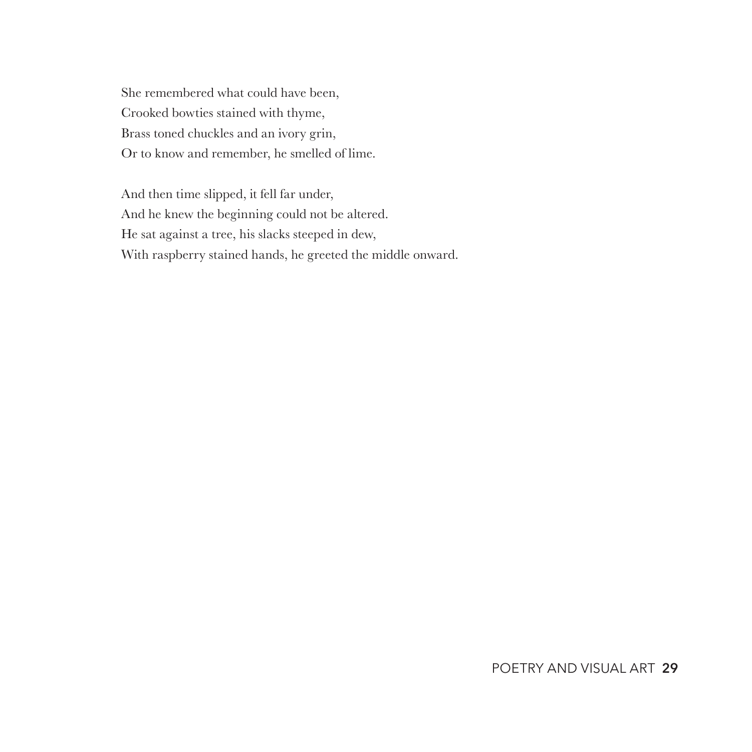She remembered what could have been,
Crooked bowties stained with thyme,
Brass toned chuckles and an ivory grin,
Or to know and remember, he smelled of lime.

And then time slipped, it fell far under,
And he knew the beginning could not be altered.
He sat against a tree, his slacks steeped in dew,
With raspberry stained hands, he greeted the middle onward.